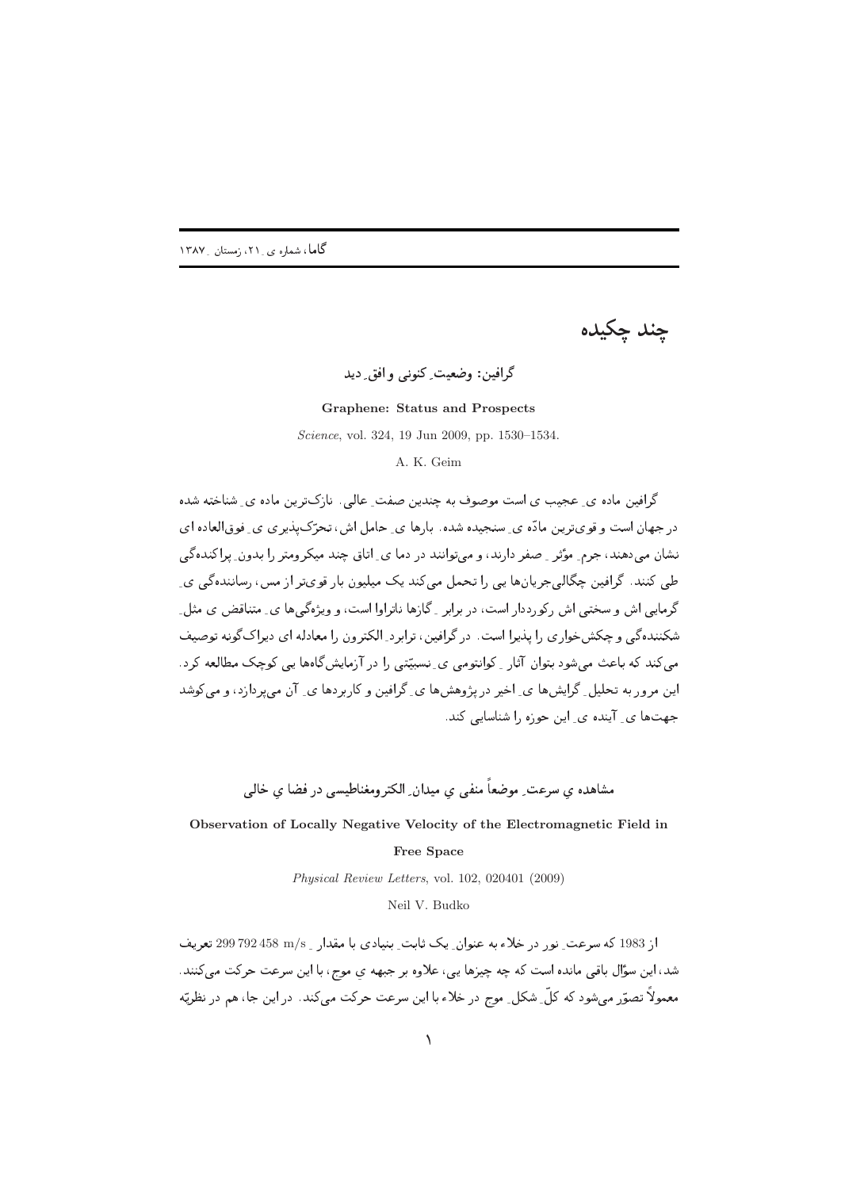# چند چکیده

## گرافین: وضعیتِ کنونی و افقِ دید

**Graphene: Status and Prospects**

*Science*, vol. 324, 19 Jun 2009, pp. 1530–1534.

A. K. Geim

گرافین ماده ی ِ عجیب ی است موصوف به چندین صفتِ عالی. نازک‌ترین ماده ی ِ شناخته شده در جهان است و قوی‌ترین مادّه ی ِ سنجیده شده. بارها ی ِ حامل اش، تحرّک‌پذیری ی ِ فوق‌العاده ای نشان می‌دهند، جرمِ مؤثر ِ صفر دارند، و می‌توانند در دما ی ِ اتاق چند میکرومتر را بدونِ پراکنده‌گی طی کنند. گرافین چگالی‌جریان‌ها یی را تحمل می‌کند یک میلیون بار قوی‌تر از مس، رسانندهگی ی ِ گرمایی اش و سختی اش رکورددار است، در برابر ِ گازها ناتراوا است، و ویژه‌گی‌ها ی ِ متناقض ی مثلِ شکننده‌گی و چکش‌خواری را پذیرا است. در گرافین، ترابردِ الکترون را معادله ای دیراک‌گونه توصیف می‌کند که باعث می‌شود بتوان آثار ِ کوانتومی ی ِ نسبیّتی را در آزمایش‌گاه‌ها یی کوچک مطالعه کرد. این مرور به تحلیلِ گرایش‌ها ی ِ اخیر در پژوهش‌ها ی ِ گرافین و کاربردها ی ِ آن می‌پردازد، و می‌کوشد جهت‌ها ی ِ آینده ی ِ این حوزه را شناسایی کند.

## مشاهده ي سرعتِ موضعاً منفی ي میدانِ الکترومغناطیسی در فضا ي خالی

**Observation of Locally Negative Velocity of the Electromagnetic Field in Free Space**

*Physical Review Letters*, vol. 102, 020401 (2009)

Neil V. Budko

از 1983 که سرعتِ نور در خلاء به عنوانِ یک ثابتِ بنیادی با مقدار ِ 299 792 458 m/s تعریف شد، این سؤال باقی مانده است که چه چیزها یی، علاوه بر جبهه ي موج، با این سرعت حرکت می‌کنند. معمولاً تصوّر می‌شود که کلّ ِ شکلِ موج در خلاء با این سرعت حرکت می‌کند. در این جا، هم در نظریّه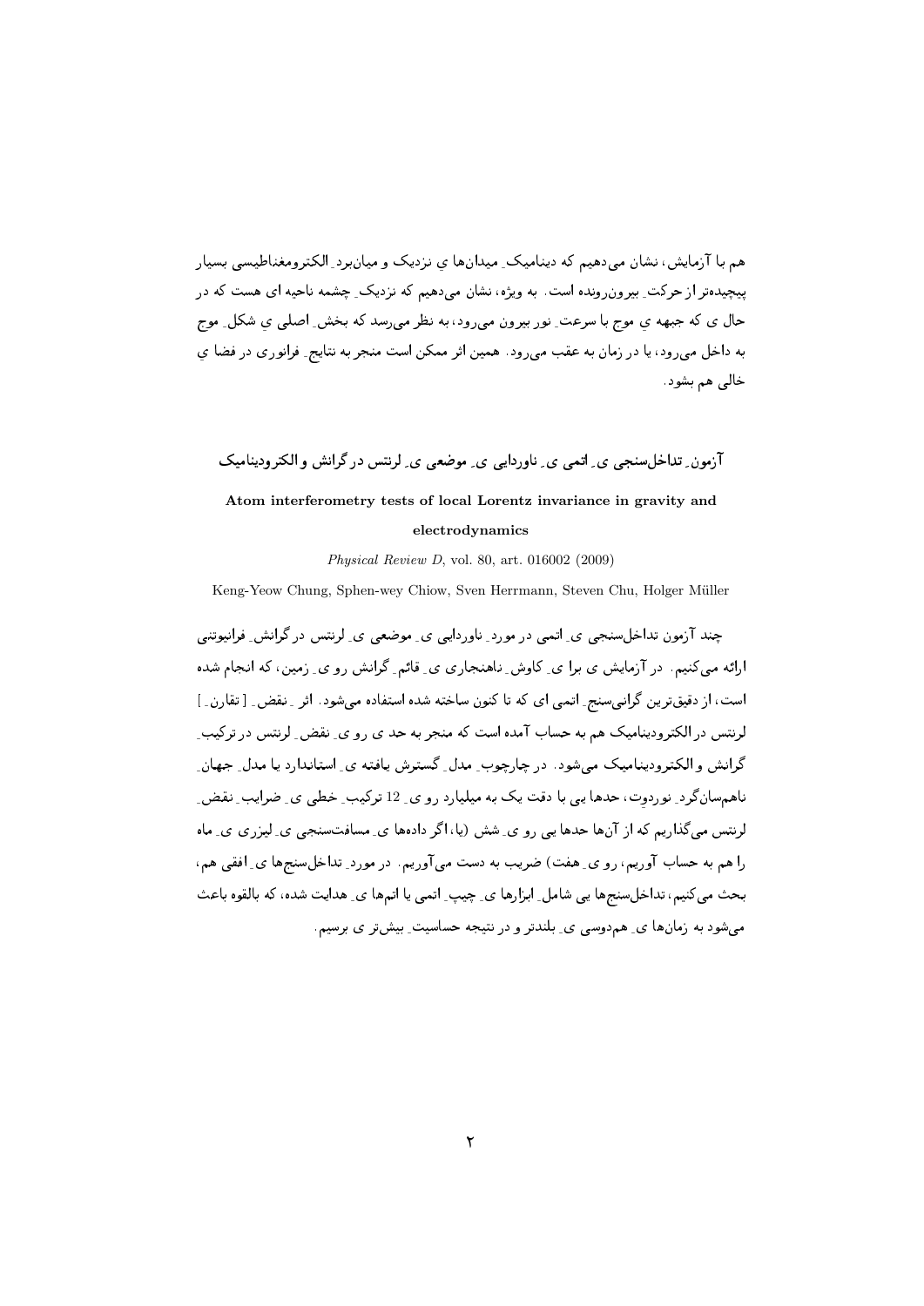هم با آزمایش، نشان می‌دهیم که دینامیکِ میدان‌ها ی نزدیک و میان‌بردِ الکترومغناطیسی بسیار پیچیده‌تر از حرکتِ بیرون‌رونده است. به ویژه، نشان می‌دهیم که نزدیکِ چشمه ناحیه ای هست که در حال ی که جبهه ی موج با سرعتِ نور بیرون می‌رود، به نظر می‌رسد که بخشِ اصلی یِ شکلِ موج به داخل می‌رود، یا در زمان به عقب می‌رود. همین اثر ممکن است منجر به نتایجِ فرانوری در فضا ی خالی هم بشود.

## آزمونِ تداخل‌سنجی ی ِ اتمی ی ِ ناوردایی ی ِ موضعی ی ِ لرنتس در گرانش و الکترودینامیک

**Atom interferometry tests of local Lorentz invariance in gravity and electrodynamics**

*Physical Review D*, vol. 80, art. 016002 (2009)

Keng-Yeow Chung, Sphen-wey Chiow, Sven Herrmann, Steven Chu, Holger Müller

چند آزمون تداخل‌سنجی ی ِ اتمی در موردِ ناوردایی ی ِ موضعی ی ِ لرنتس در گرانشِ فرانیوتنی ارائه می‌کنیم. در آزمایش ی برا ی ِ کاوشِ ناهنجاری ی ِ قائمِ گرانش رو ی ِ زمین، که انجام شده است، از دقیق‌ترین گرانی‌سنجِ اتمی ای که تا کنون ساخته شده استفاده می‌شود. اثر ِ نقضِ [تقارنِ] لرنتس در الکترودینامیک هم به حساب آمده است که منجر به حد ی رو ی ِ نقضِ لرنتس در ترکیبِ گرانش و الکترودینامیک می‌شود. در چارچوبِ مدلِ گسترش یافته ی ِ استاندارد یا مدلِ جهانِ ناهم‌سان‌گردِ نوردوت، حدها یی با دقت یک به میلیارد رو ی ِ 12 ترکیبِ خطی ی ِ ضرایبِ نقضِ لرنتس می‌گذاریم که از آن‌ها حدها یی رو ی ِ شش (یا، اگر داده‌ها ی ِ مسافت‌سنجی ی ِ لیزری ی ِ ماه را هم به حساب آوریم، رو ی ِ هفت) ضریب به دست می‌آوریم. در موردِ تداخل‌سنج‌ها ی ِ افقی هم، بحث می‌کنیم، تداخل‌سنج‌ها یی شاملِ ابزارها ی ِ چیپِ اتمی یا اتم‌ها ی ِ هدایت شده، که بالقوه باعث می‌شود به زمان‌ها ی ِ هم‌دوسی ی ِ بلندتر و در نتیجه حساسیتِ بیش‌تر ی برسیم.